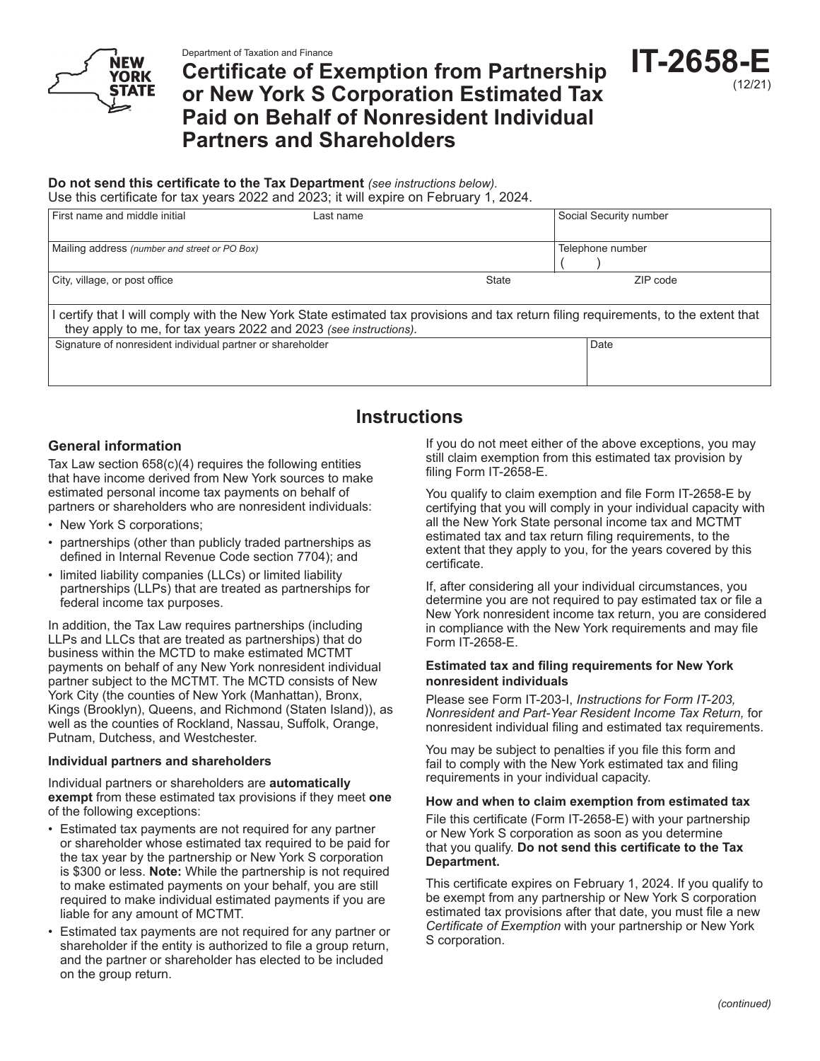Department of Taxation and Finance

# Certificate of Exemption from Partnership or New York S Corporation Estimated Tax Paid on Behalf of Nonresident Individual Partners and Shareholders

**IT-2658-E** (12/21)

**Do not send this certificate to the Tax Department** *(see instructions below).*
Use this certificate for tax years 2022 and 2023; it will expire on February 1, 2024.

| First name and middle initial | Last name | | Social Security number |
|---|---|---|---|
| Mailing address *(number and street or PO Box)* | | | Telephone number ( ) |
| City, village, or post office | | State | ZIP code |

I certify that I will comply with the New York State estimated tax provisions and tax return filing requirements, to the extent that they apply to me, for tax years 2022 and 2023 *(see instructions).*

| Signature of nonresident individual partner or shareholder | Date |
|---|---|
| | |

## Instructions

### General information

Tax Law section 658(c)(4) requires the following entities that have income derived from New York sources to make estimated personal income tax payments on behalf of partners or shareholders who are nonresident individuals:

- New York S corporations;
- partnerships (other than publicly traded partnerships as defined in Internal Revenue Code section 7704); and
- limited liability companies (LLCs) or limited liability partnerships (LLPs) that are treated as partnerships for federal income tax purposes.

In addition, the Tax Law requires partnerships (including LLPs and LLCs that are treated as partnerships) that do business within the MCTD to make estimated MCTMT payments on behalf of any New York nonresident individual partner subject to the MCTMT. The MCTD consists of New York City (the counties of New York (Manhattan), Bronx, Kings (Brooklyn), Queens, and Richmond (Staten Island)), as well as the counties of Rockland, Nassau, Suffolk, Orange, Putnam, Dutchess, and Westchester.

#### Individual partners and shareholders

Individual partners or shareholders are **automatically exempt** from these estimated tax provisions if they meet **one** of the following exceptions:

- Estimated tax payments are not required for any partner or shareholder whose estimated tax required to be paid for the tax year by the partnership or New York S corporation is $300 or less. **Note:** While the partnership is not required to make estimated payments on your behalf, you are still required to make individual estimated payments if you are liable for any amount of MCTMT.
- Estimated tax payments are not required for any partner or shareholder if the entity is authorized to file a group return, and the partner or shareholder has elected to be included on the group return.

If you do not meet either of the above exceptions, you may still claim exemption from this estimated tax provision by filing Form IT-2658-E.

You qualify to claim exemption and file Form IT-2658-E by certifying that you will comply in your individual capacity with all the New York State personal income tax and MCTMT estimated tax and tax return filing requirements, to the extent that they apply to you, for the years covered by this certificate.

If, after considering all your individual circumstances, you determine you are not required to pay estimated tax or file a New York nonresident income tax return, you are considered in compliance with the New York requirements and may file Form IT-2658-E.

#### Estimated tax and filing requirements for New York nonresident individuals

Please see Form IT-203-I, *Instructions for Form IT-203, Nonresident and Part-Year Resident Income Tax Return,* for nonresident individual filing and estimated tax requirements.

You may be subject to penalties if you file this form and fail to comply with the New York estimated tax and filing requirements in your individual capacity.

#### How and when to claim exemption from estimated tax

File this certificate (Form IT-2658-E) with your partnership or New York S corporation as soon as you determine that you qualify. **Do not send this certificate to the Tax Department.**

This certificate expires on February 1, 2024. If you qualify to be exempt from any partnership or New York S corporation estimated tax provisions after that date, you must file a new *Certificate of Exemption* with your partnership or New York S corporation.

*(continued)*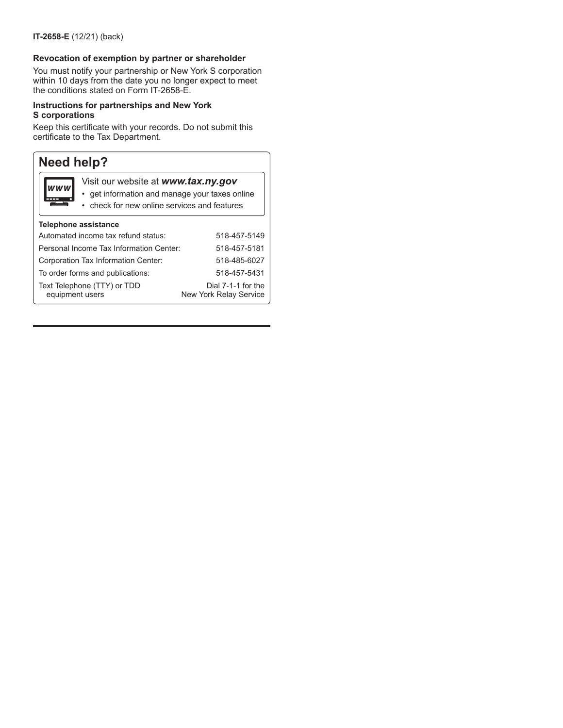### Revocation of exemption by partner or shareholder

You must notify your partnership or New York S corporation within 10 days from the date you no longer expect to meet the conditions stated on Form IT-2658-E.

### Instructions for partnerships and New York S corporations

Keep this certificate with your records. Do not submit this certificate to the Tax Department.

## Need help?

Visit our website at ***www.tax.ny.gov***

- get information and manage your taxes online
- check for new online services and features

**Telephone assistance**

| | |
|---|---|
| Automated income tax refund status: | 518-457-5149 |
| Personal Income Tax Information Center: | 518-457-5181 |
| Corporation Tax Information Center: | 518-485-6027 |
| To order forms and publications: | 518-457-5431 |
| Text Telephone (TTY) or TDD equipment users | Dial 7-1-1 for the New York Relay Service |